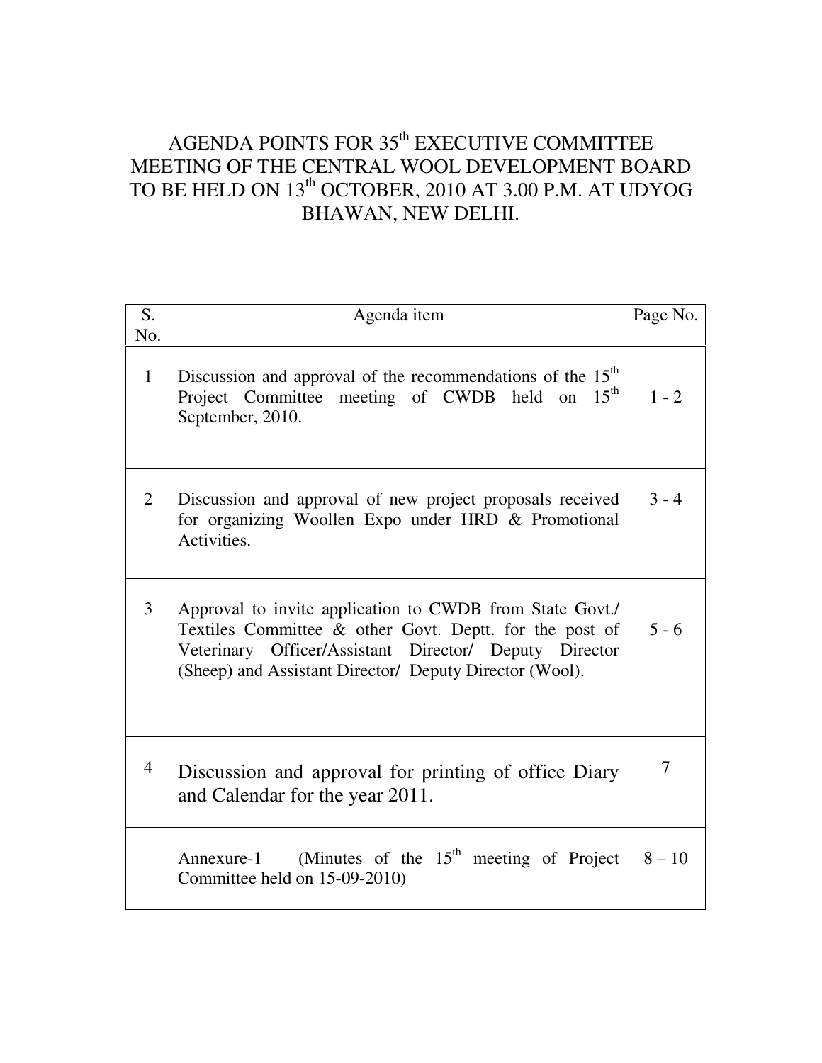# AGENDA POINTS FOR 35th EXECUTIVE COMMITTEE MEETING OF THE CENTRAL WOOL DEVELOPMENT BOARD TO BE HELD ON 13th OCTOBER, 2010 AT 3.00 P.M. AT UDYOG BHAWAN, NEW DELHI.

| S. No. | Agenda item | Page No. |
|---|---|---|
| 1 | Discussion and approval of the recommendations of the 15th Project Committee meeting of CWDB held on 15th September, 2010. | 1 - 2 |
| 2 | Discussion and approval of new project proposals received for organizing Woollen Expo under HRD & Promotional Activities. | 3 - 4 |
| 3 | Approval to invite application to CWDB from State Govt./ Textiles Committee & other Govt. Deptt. for the post of Veterinary Officer/Assistant Director/ Deputy Director (Sheep) and Assistant Director/ Deputy Director (Wool). | 5 - 6 |
| 4 | Discussion and approval for printing of office Diary and Calendar for the year 2011. | 7 |
| | Annexure-1 (Minutes of the 15th meeting of Project Committee held on 15-09-2010) | 8 – 10 |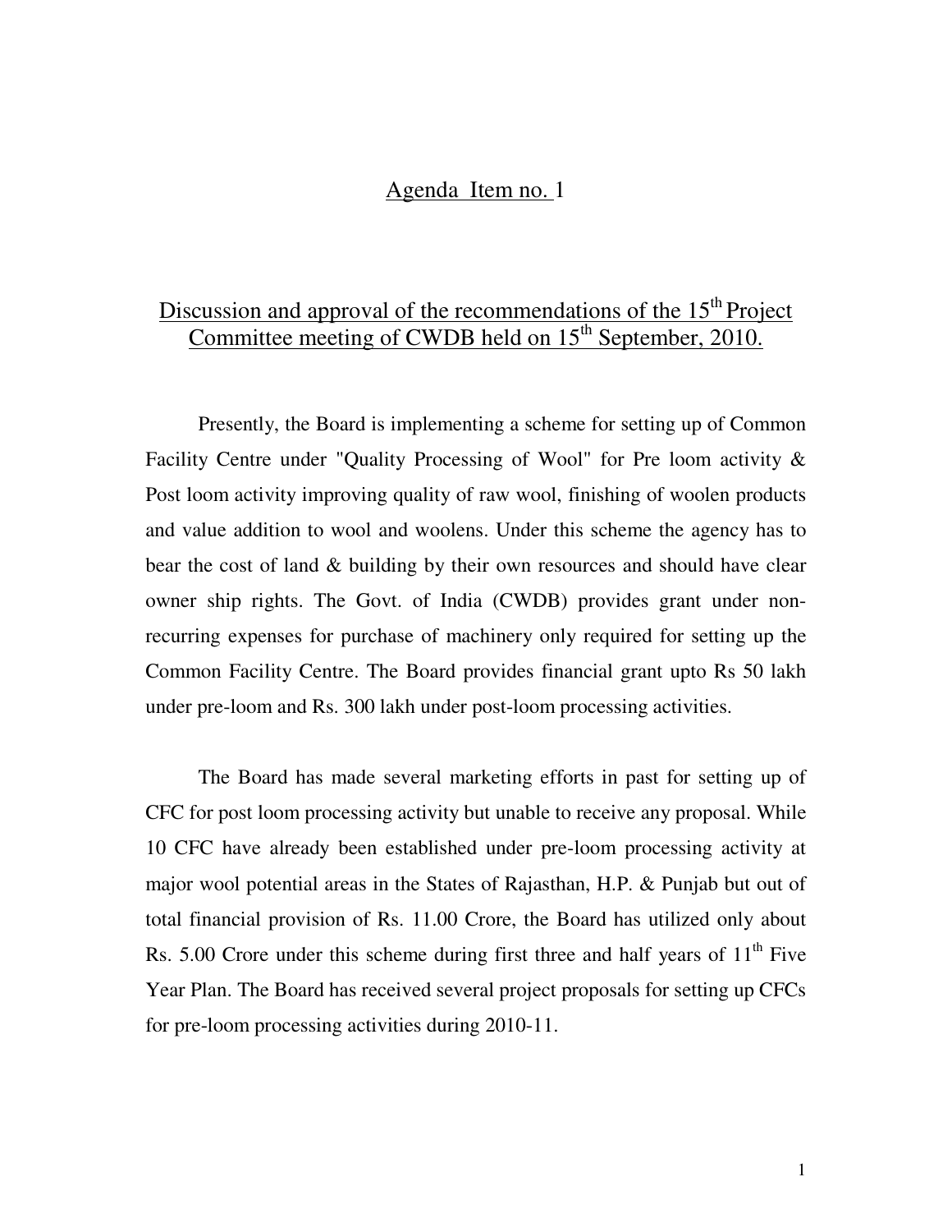## Agenda Item no. 1

## Discussion and approval of the recommendations of the 15th Project Committee meeting of CWDB held on 15th September, 2010.

Presently, the Board is implementing a scheme for setting up of Common Facility Centre under "Quality Processing of Wool" for Pre loom activity & Post loom activity improving quality of raw wool, finishing of woolen products and value addition to wool and woolens. Under this scheme the agency has to bear the cost of land & building by their own resources and should have clear owner ship rights. The Govt. of India (CWDB) provides grant under non-recurring expenses for purchase of machinery only required for setting up the Common Facility Centre. The Board provides financial grant upto Rs 50 lakh under pre-loom and Rs. 300 lakh under post-loom processing activities.

The Board has made several marketing efforts in past for setting up of CFC for post loom processing activity but unable to receive any proposal. While 10 CFC have already been established under pre-loom processing activity at major wool potential areas in the States of Rajasthan, H.P. & Punjab but out of total financial provision of Rs. 11.00 Crore, the Board has utilized only about Rs. 5.00 Crore under this scheme during first three and half years of 11th Five Year Plan. The Board has received several project proposals for setting up CFCs for pre-loom processing activities during 2010-11.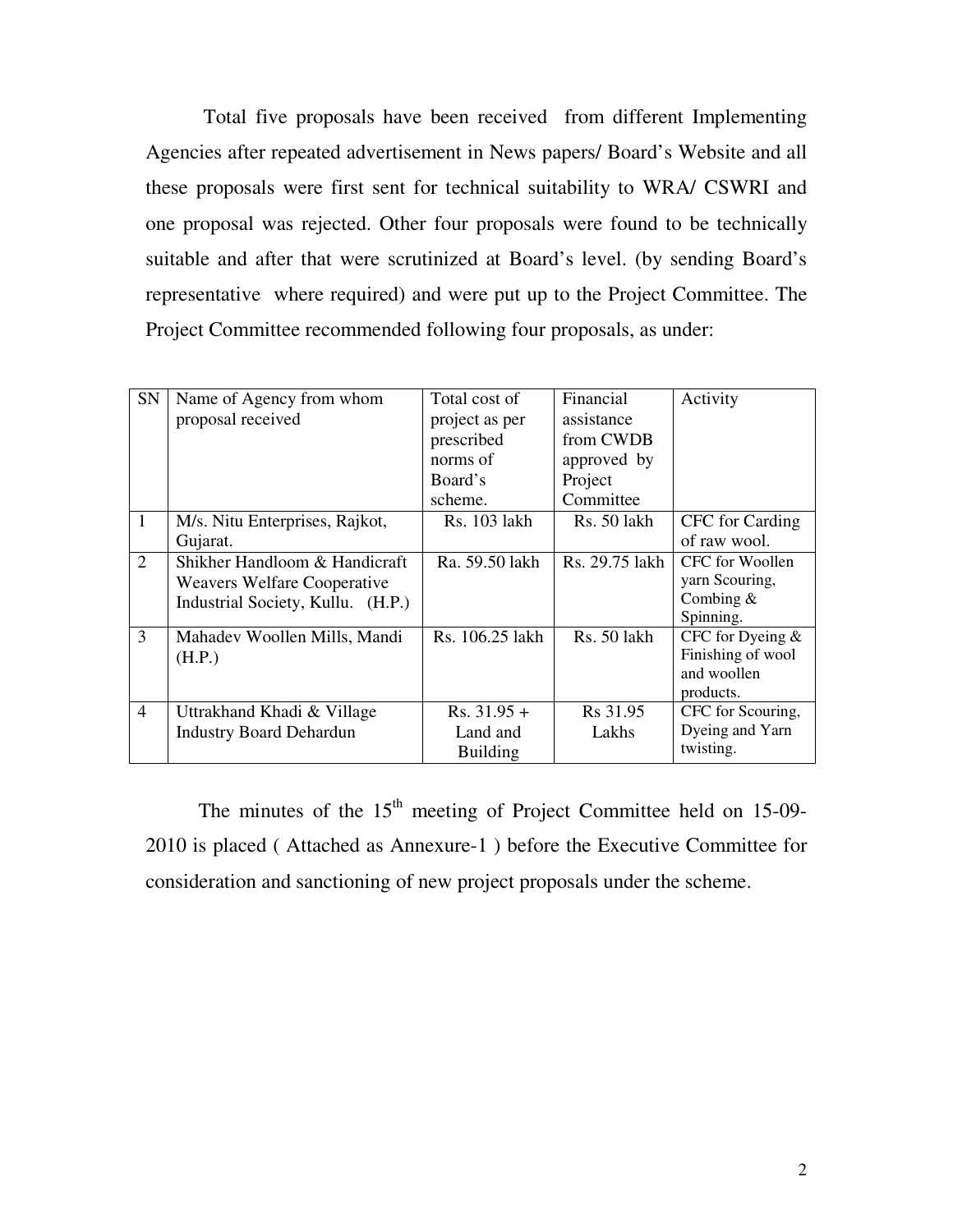Total five proposals have been received from different Implementing Agencies after repeated advertisement in News papers/ Board's Website and all these proposals were first sent for technical suitability to WRA/ CSWRI and one proposal was rejected. Other four proposals were found to be technically suitable and after that were scrutinized at Board's level. (by sending Board's representative where required) and were put up to the Project Committee. The Project Committee recommended following four proposals, as under:

| SN | Name of Agency from whom proposal received | Total cost of project as per prescribed norms of Board's scheme. | Financial assistance from CWDB approved by Project Committee | Activity |
|---|---|---|---|---|
| 1 | M/s. Nitu Enterprises, Rajkot, Gujarat. | Rs. 103 lakh | Rs. 50 lakh | CFC for Carding of raw wool. |
| 2 | Shikher Handloom & Handicraft Weavers Welfare Cooperative Industrial Society, Kullu. (H.P.) | Ra. 59.50 lakh | Rs. 29.75 lakh | CFC for Woollen yarn Scouring, Combing & Spinning. |
| 3 | Mahadev Woollen Mills, Mandi (H.P.) | Rs. 106.25 lakh | Rs. 50 lakh | CFC for Dyeing & Finishing of wool and woollen products. |
| 4 | Uttrakhand Khadi & Village Industry Board Dehardun | Rs. 31.95 + Land and Building | Rs 31.95 Lakhs | CFC for Scouring, Dyeing and Yarn twisting. |

The minutes of the 15th meeting of Project Committee held on 15-09-2010 is placed ( Attached as Annexure-1 ) before the Executive Committee for consideration and sanctioning of new project proposals under the scheme.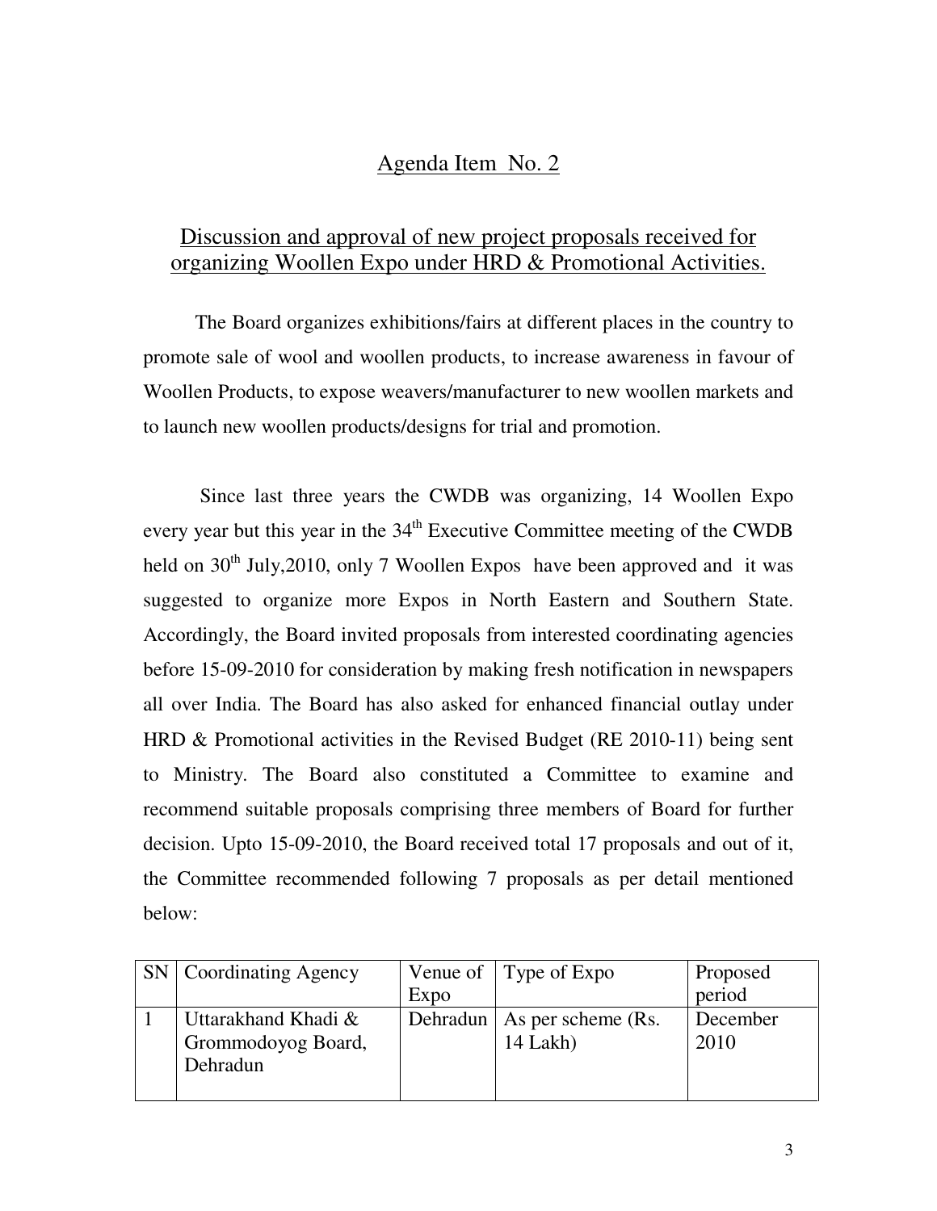## Agenda Item No. 2

## Discussion and approval of new project proposals received for organizing Woollen Expo under HRD & Promotional Activities.

The Board organizes exhibitions/fairs at different places in the country to promote sale of wool and woollen products, to increase awareness in favour of Woollen Products, to expose weavers/manufacturer to new woollen markets and to launch new woollen products/designs for trial and promotion.

Since last three years the CWDB was organizing, 14 Woollen Expo every year but this year in the 34th Executive Committee meeting of the CWDB held on 30th July,2010, only 7 Woollen Expos have been approved and it was suggested to organize more Expos in North Eastern and Southern State. Accordingly, the Board invited proposals from interested coordinating agencies before 15-09-2010 for consideration by making fresh notification in newspapers all over India. The Board has also asked for enhanced financial outlay under HRD & Promotional activities in the Revised Budget (RE 2010-11) being sent to Ministry. The Board also constituted a Committee to examine and recommend suitable proposals comprising three members of Board for further decision. Upto 15-09-2010, the Board received total 17 proposals and out of it, the Committee recommended following 7 proposals as per detail mentioned below:

| SN | Coordinating Agency | Venue of Expo | Type of Expo | Proposed period |
|---|---|---|---|---|
| 1 | Uttarakhand Khadi & Grommodoyog Board, Dehradun | Dehradun | As per scheme (Rs. 14 Lakh) | December 2010 |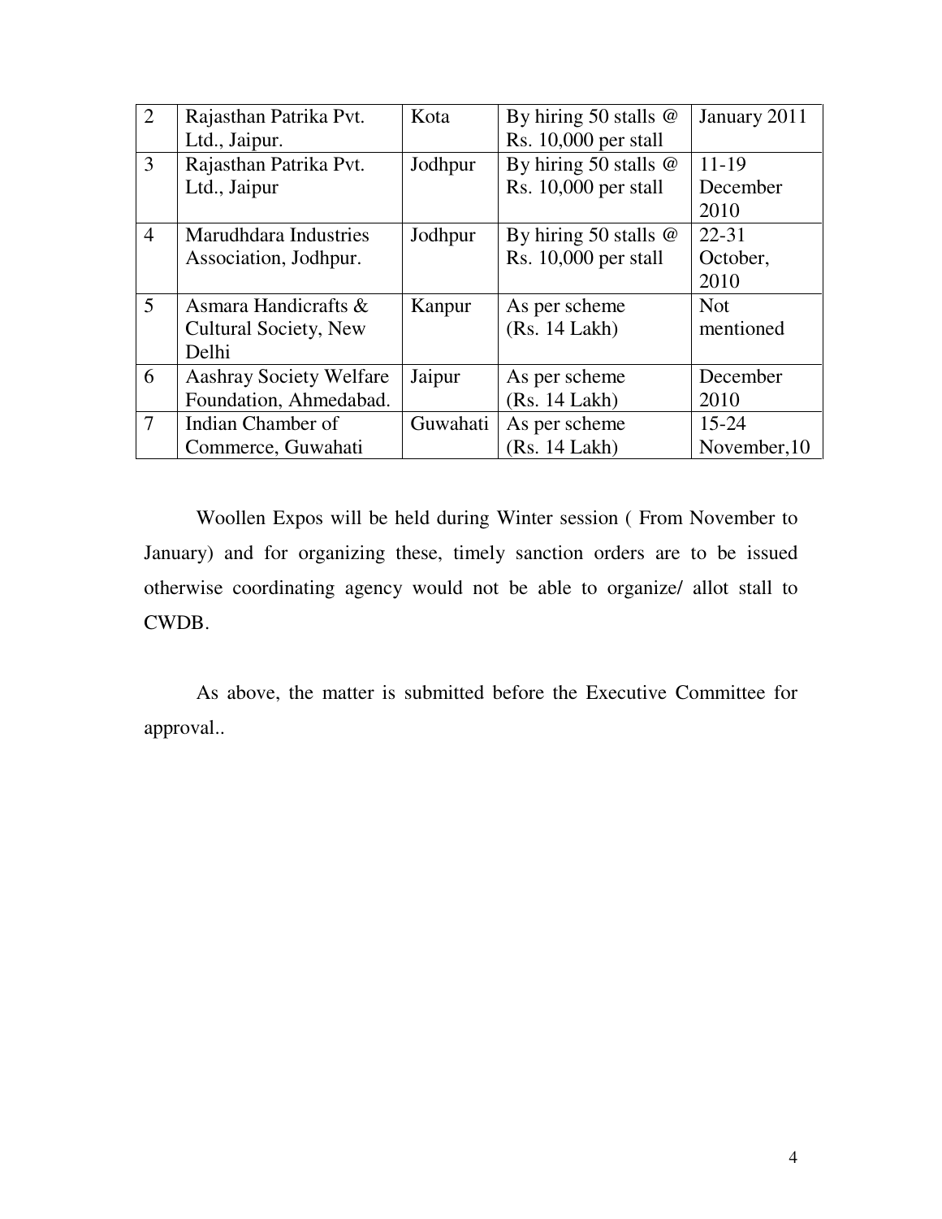| 2 | Rajasthan Patrika Pvt. Ltd., Jaipur. | Kota | By hiring 50 stalls @ Rs. 10,000 per stall | January 2011 |
|---|---|---|---|---|
| 3 | Rajasthan Patrika Pvt. Ltd., Jaipur | Jodhpur | By hiring 50 stalls @ Rs. 10,000 per stall | 11-19 December 2010 |
| 4 | Marudhdara Industries Association, Jodhpur. | Jodhpur | By hiring 50 stalls @ Rs. 10,000 per stall | 22-31 October, 2010 |
| 5 | Asmara Handicrafts & Cultural Society, New Delhi | Kanpur | As per scheme (Rs. 14 Lakh) | Not mentioned |
| 6 | Aashray Society Welfare Foundation, Ahmedabad. | Jaipur | As per scheme (Rs. 14 Lakh) | December 2010 |
| 7 | Indian Chamber of Commerce, Guwahati | Guwahati | As per scheme (Rs. 14 Lakh) | 15-24 November,10 |

Woollen Expos will be held during Winter session ( From November to January) and for organizing these, timely sanction orders are to be issued otherwise coordinating agency would not be able to organize/ allot stall to CWDB.

As above, the matter is submitted before the Executive Committee for approval..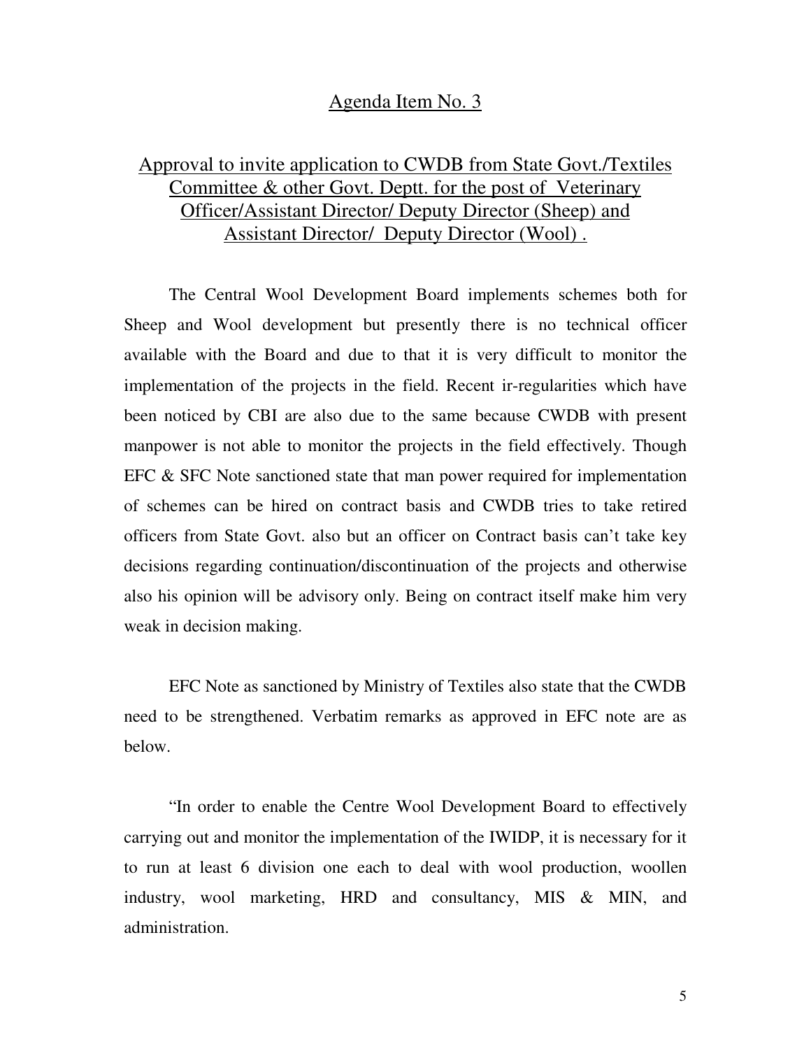## Agenda Item No. 3

## Approval to invite application to CWDB from State Govt./Textiles Committee & other Govt. Deptt. for the post of Veterinary Officer/Assistant Director/ Deputy Director (Sheep) and Assistant Director/ Deputy Director (Wool) .

The Central Wool Development Board implements schemes both for Sheep and Wool development but presently there is no technical officer available with the Board and due to that it is very difficult to monitor the implementation of the projects in the field. Recent ir-regularities which have been noticed by CBI are also due to the same because CWDB with present manpower is not able to monitor the projects in the field effectively. Though EFC & SFC Note sanctioned state that man power required for implementation of schemes can be hired on contract basis and CWDB tries to take retired officers from State Govt. also but an officer on Contract basis can't take key decisions regarding continuation/discontinuation of the projects and otherwise also his opinion will be advisory only. Being on contract itself make him very weak in decision making.

EFC Note as sanctioned by Ministry of Textiles also state that the CWDB need to be strengthened. Verbatim remarks as approved in EFC note are as below.

"In order to enable the Centre Wool Development Board to effectively carrying out and monitor the implementation of the IWIDP, it is necessary for it to run at least 6 division one each to deal with wool production, woollen industry, wool marketing, HRD and consultancy, MIS & MIN, and administration.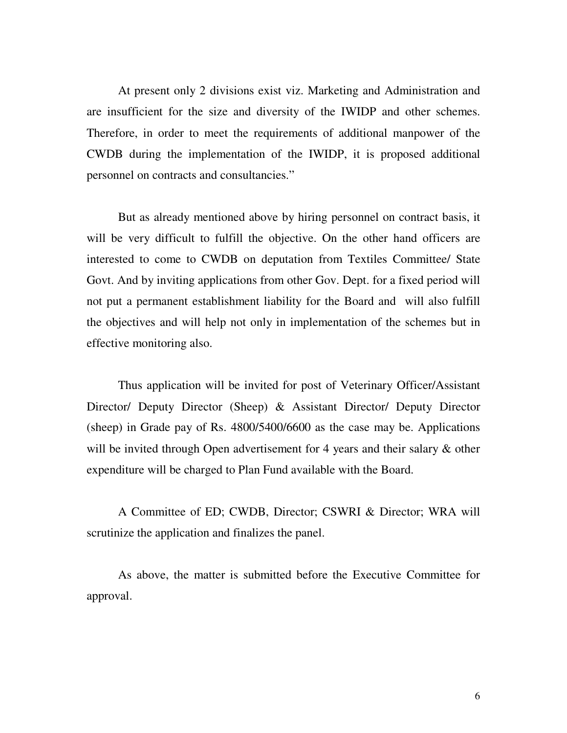At present only 2 divisions exist viz. Marketing and Administration and are insufficient for the size and diversity of the IWIDP and other schemes. Therefore, in order to meet the requirements of additional manpower of the CWDB during the implementation of the IWIDP, it is proposed additional personnel on contracts and consultancies."

But as already mentioned above by hiring personnel on contract basis, it will be very difficult to fulfill the objective. On the other hand officers are interested to come to CWDB on deputation from Textiles Committee/ State Govt. And by inviting applications from other Gov. Dept. for a fixed period will not put a permanent establishment liability for the Board and will also fulfill the objectives and will help not only in implementation of the schemes but in effective monitoring also.

Thus application will be invited for post of Veterinary Officer/Assistant Director/ Deputy Director (Sheep) & Assistant Director/ Deputy Director (sheep) in Grade pay of Rs. 4800/5400/6600 as the case may be. Applications will be invited through Open advertisement for 4 years and their salary & other expenditure will be charged to Plan Fund available with the Board.

A Committee of ED; CWDB, Director; CSWRI & Director; WRA will scrutinize the application and finalizes the panel.

As above, the matter is submitted before the Executive Committee for approval.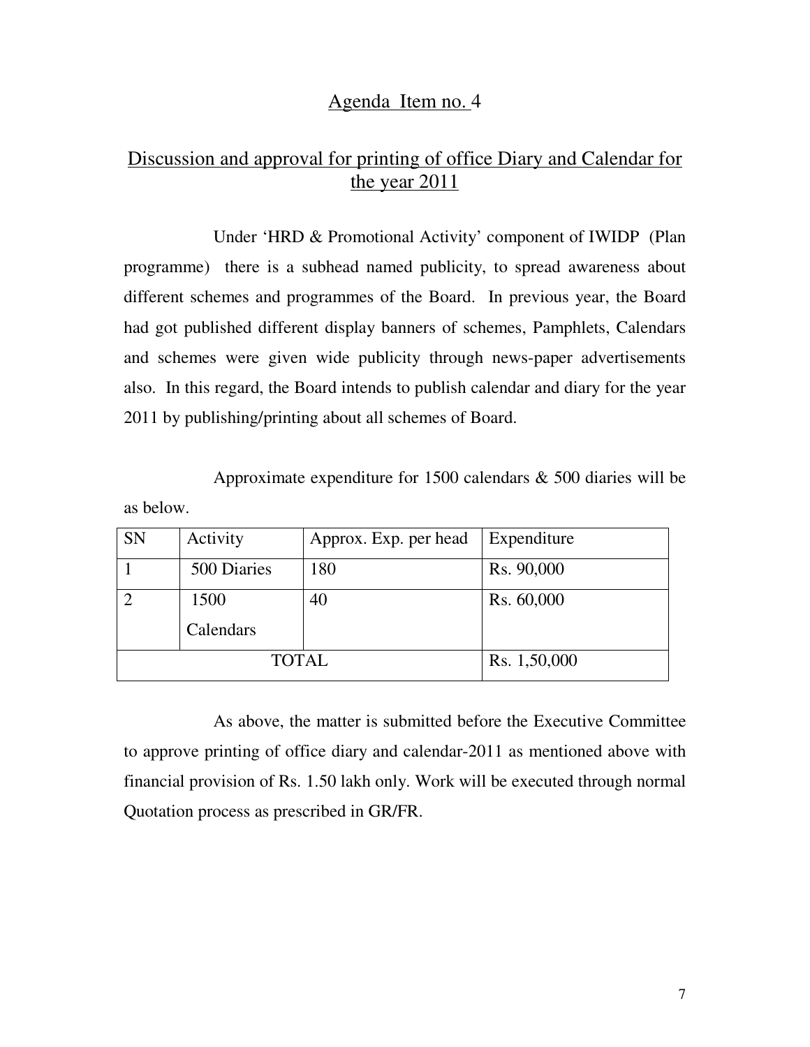## Agenda Item no. 4

## Discussion and approval for printing of office Diary and Calendar for the year 2011

Under 'HRD & Promotional Activity' component of IWIDP (Plan programme) there is a subhead named publicity, to spread awareness about different schemes and programmes of the Board. In previous year, the Board had got published different display banners of schemes, Pamphlets, Calendars and schemes were given wide publicity through news-paper advertisements also. In this regard, the Board intends to publish calendar and diary for the year 2011 by publishing/printing about all schemes of Board.

Approximate expenditure for 1500 calendars & 500 diaries will be as below.

| SN | Activity | Approx. Exp. per head | Expenditure |
|---|---|---|---|
| 1 | 500 Diaries | 180 | Rs. 90,000 |
| 2 | 1500 Calendars | 40 | Rs. 60,000 |
| TOTAL | | | Rs. 1,50,000 |

As above, the matter is submitted before the Executive Committee to approve printing of office diary and calendar-2011 as mentioned above with financial provision of Rs. 1.50 lakh only. Work will be executed through normal Quotation process as prescribed in GR/FR.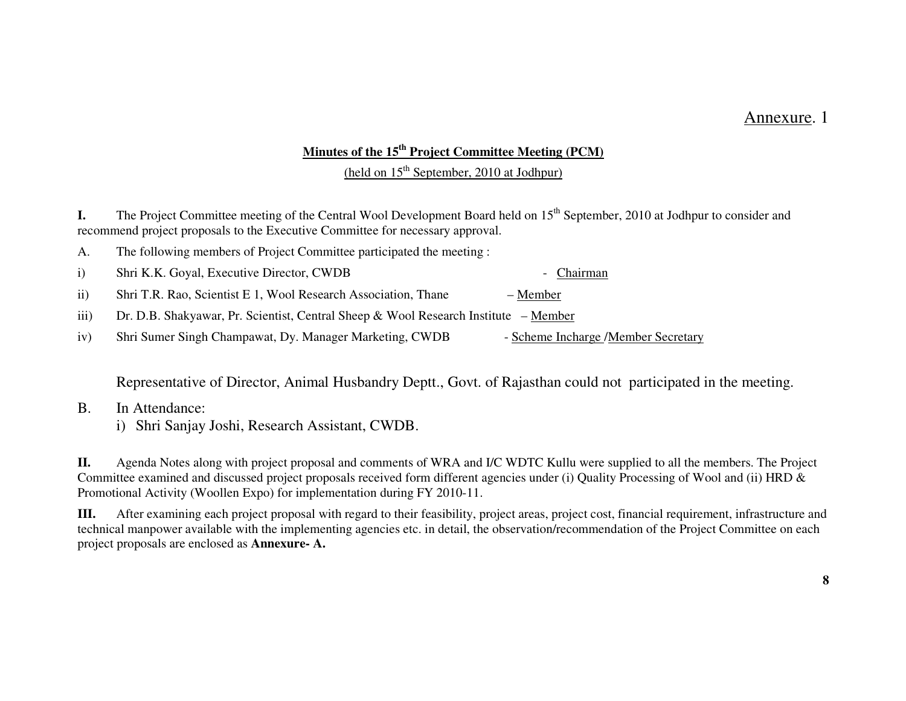Annexure. 1

## Minutes of the 15th Project Committee Meeting (PCM)

(held on 15th September, 2010 at Jodhpur)

**I.** The Project Committee meeting of the Central Wool Development Board held on 15th September, 2010 at Jodhpur to consider and recommend project proposals to the Executive Committee for necessary approval.

A. The following members of Project Committee participated the meeting :

i) Shri K.K. Goyal, Executive Director, CWDB - Chairman

ii) Shri T.R. Rao, Scientist E 1, Wool Research Association, Thane – Member

iii) Dr. D.B. Shakyawar, Pr. Scientist, Central Sheep & Wool Research Institute – Member

iv) Shri Sumer Singh Champawat, Dy. Manager Marketing, CWDB - Scheme Incharge /Member Secretary

Representative of Director, Animal Husbandry Deptt., Govt. of Rajasthan could not participated in the meeting.

B. In Attendance:

i) Shri Sanjay Joshi, Research Assistant, CWDB.

**II.** Agenda Notes along with project proposal and comments of WRA and I/C WDTC Kullu were supplied to all the members. The Project Committee examined and discussed project proposals received form different agencies under (i) Quality Processing of Wool and (ii) HRD & Promotional Activity (Woollen Expo) for implementation during FY 2010-11.

**III.** After examining each project proposal with regard to their feasibility, project areas, project cost, financial requirement, infrastructure and technical manpower available with the implementing agencies etc. in detail, the observation/recommendation of the Project Committee on each project proposals are enclosed as **Annexure- A.**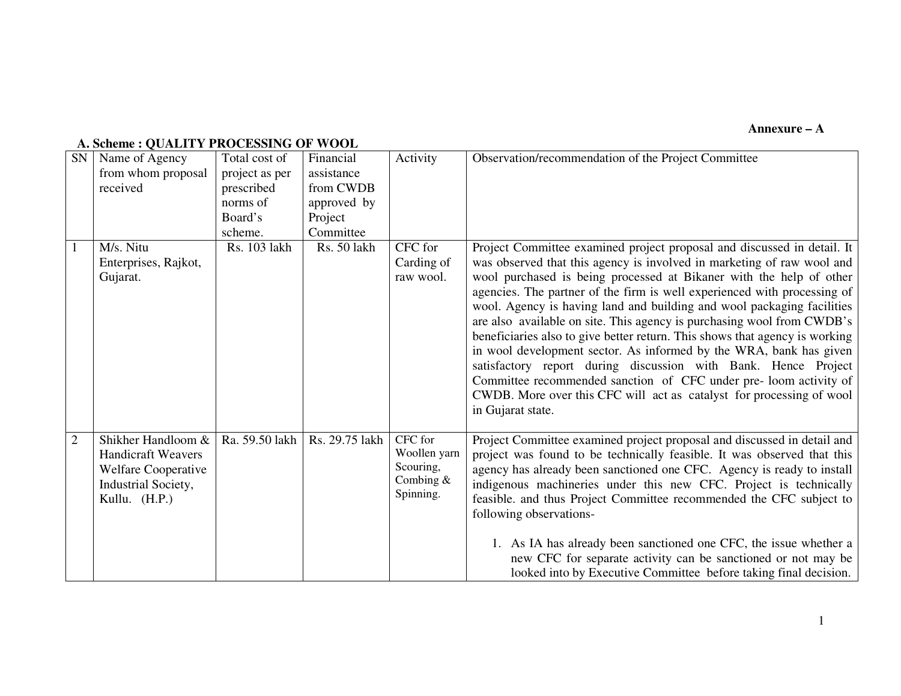**Annexure – A**

**A. Scheme : QUALITY PROCESSING OF WOOL**

| SN | Name of Agency from whom proposal received | Total cost of project as per prescribed norms of Board's scheme. | Financial assistance from CWDB approved by Project Committee | Activity | Observation/recommendation of the Project Committee |
|---|---|---|---|---|---|
| 1 | M/s. Nitu Enterprises, Rajkot, Gujarat. | Rs. 103 lakh | Rs. 50 lakh | CFC for Carding of raw wool. | Project Committee examined project proposal and discussed in detail. It was observed that this agency is involved in marketing of raw wool and wool purchased is being processed at Bikaner with the help of other agencies. The partner of the firm is well experienced with processing of wool. Agency is having land and building and wool packaging facilities are also available on site. This agency is purchasing wool from CWDB's beneficiaries also to give better return. This shows that agency is working in wool development sector. As informed by the WRA, bank has given satisfactory report during discussion with Bank. Hence Project Committee recommended sanction of CFC under pre- loom activity of CWDB. More over this CFC will act as catalyst for processing of wool in Gujarat state. |
| 2 | Shikher Handloom & Handicraft Weavers Welfare Cooperative Industrial Society, Kullu. (H.P.) | Ra. 59.50 lakh | Rs. 29.75 lakh | CFC for Woollen yarn Scouring, Combing & Spinning. | Project Committee examined project proposal and discussed in detail and project was found to be technically feasible. It was observed that this agency has already been sanctioned one CFC. Agency is ready to install indigenous machineries under this new CFC. Project is technically feasible. and thus Project Committee recommended the CFC subject to following observations-<br><br>1. As IA has already been sanctioned one CFC, the issue whether a new CFC for separate activity can be sanctioned or not may be looked into by Executive Committee before taking final decision. |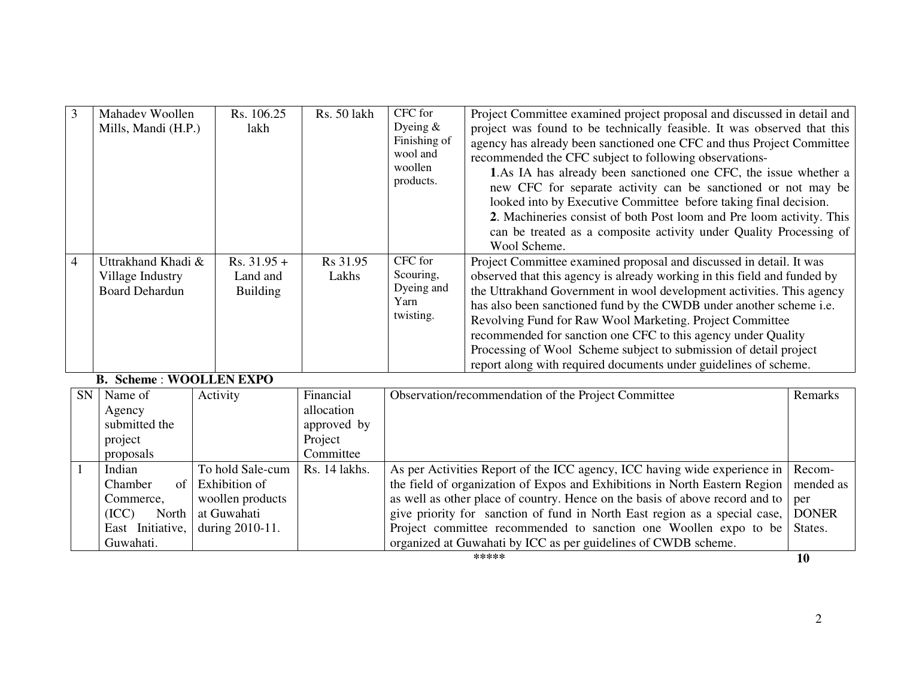| | | | | | |
|---|---|---|---|---|---|
| 3 | Mahadev Woollen Mills, Mandi (H.P.) | Rs. 106.25 lakh | Rs. 50 lakh | CFC for Dyeing & Finishing of wool and woollen products. | Project Committee examined project proposal and discussed in detail and project was found to be technically feasible. It was observed that this agency has already been sanctioned one CFC and thus Project Committee recommended the CFC subject to following observations-<br>**1**.As IA has already been sanctioned one CFC, the issue whether a new CFC for separate activity can be sanctioned or not may be looked into by Executive Committee before taking final decision.<br>**2**. Machineries consist of both Post loom and Pre loom activity. This can be treated as a composite activity under Quality Processing of Wool Scheme. |
| 4 | Uttrakhand Khadi & Village Industry Board Dehardun | Rs. 31.95 + Land and Building | Rs 31.95 Lakhs | CFC for Scouring, Dyeing and Yarn twisting. | Project Committee examined proposal and discussed in detail. It was observed that this agency is already working in this field and funded by the Uttrakhand Government in wool development activities. This agency has also been sanctioned fund by the CWDB under another scheme i.e. Revolving Fund for Raw Wool Marketing. Project Committee recommended for sanction one CFC to this agency under Quality Processing of Wool Scheme subject to submission of detail project report along with required documents under guidelines of scheme. |

**B. Scheme** : **WOOLLEN EXPO**

| SN | Name of Agency submitted the project proposals | Activity | Financial allocation approved by Project Committee | Observation/recommendation of the Project Committee | Remarks |
|---|---|---|---|---|---|
| 1 | Indian Chamber of Commerce, (ICC) North East Initiative, Guwahati. | To hold Sale-cum Exhibition of woollen products at Guwahati during 2010-11. | Rs. 14 lakhs. | As per Activities Report of the ICC agency, ICC having wide experience in the field of organization of Expos and Exhibitions in North Eastern Region as well as other place of country. Hence on the basis of above record and to give priority for sanction of fund in North East region as a special case, Project committee recommended to sanction one Woollen expo to be organized at Guwahati by ICC as per guidelines of CWDB scheme. | Recom-mended as per DONER States. |

*****

**10**